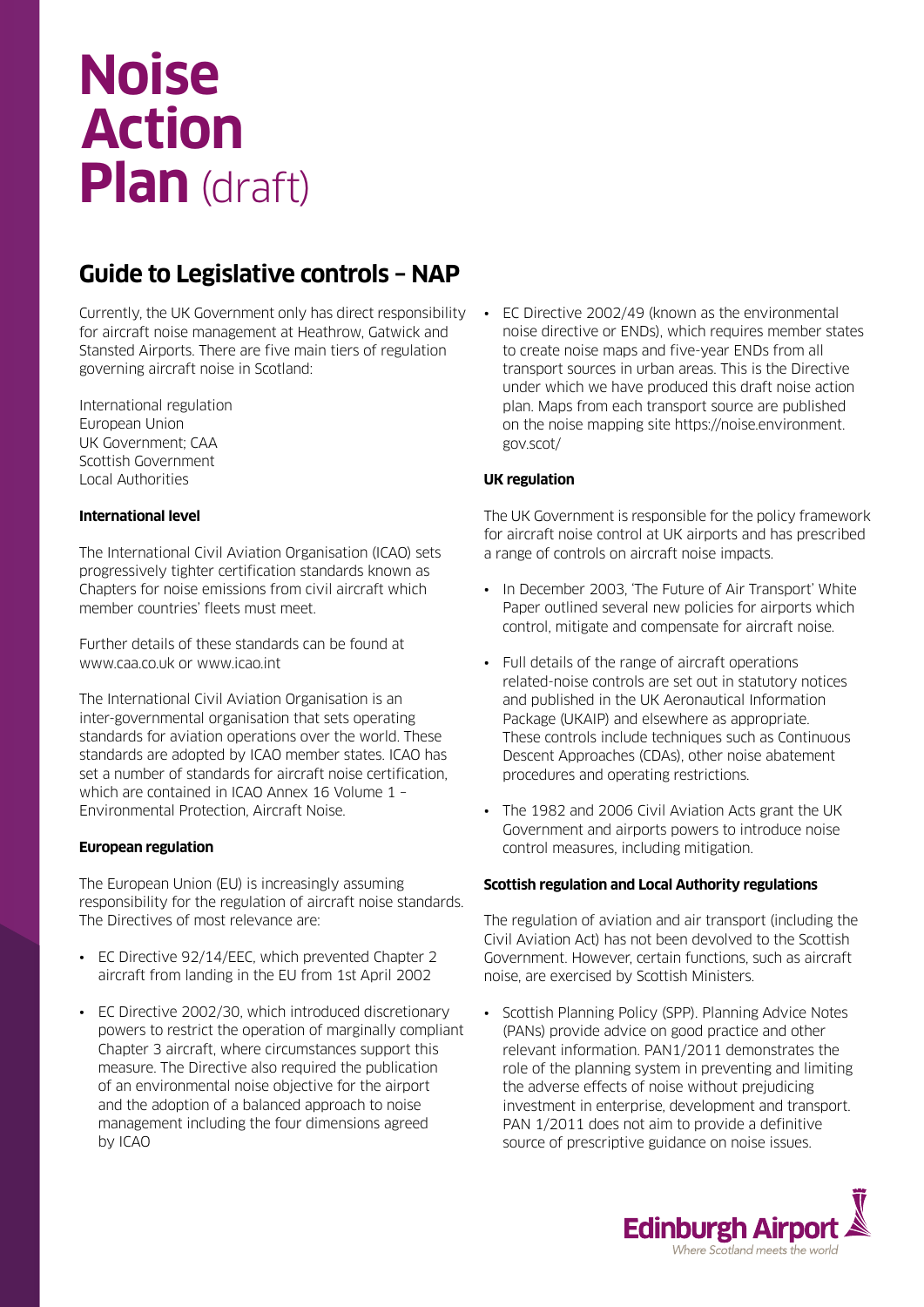# Noise Action Plan (draft)

## Guide to Legislative controls – NAP

Currently, the UK Government only has direct responsibility for aircraft noise management at Heathrow, Gatwick and Stansted Airports. There are five main tiers of regulation governing aircraft noise in Scotland:

International regulation
European Union
UK Government; CAA
Scottish Government
Local Authorities

**International level**

The International Civil Aviation Organisation (ICAO) sets progressively tighter certification standards known as Chapters for noise emissions from civil aircraft which member countries' fleets must meet.

Further details of these standards can be found at www.caa.co.uk or www.icao.int

The International Civil Aviation Organisation is an inter-governmental organisation that sets operating standards for aviation operations over the world. These standards are adopted by ICAO member states. ICAO has set a number of standards for aircraft noise certification, which are contained in ICAO Annex 16 Volume 1 – Environmental Protection, Aircraft Noise.

**European regulation**

The European Union (EU) is increasingly assuming responsibility for the regulation of aircraft noise standards. The Directives of most relevance are:

- EC Directive 92/14/EEC, which prevented Chapter 2 aircraft from landing in the EU from 1st April 2002
- EC Directive 2002/30, which introduced discretionary powers to restrict the operation of marginally compliant Chapter 3 aircraft, where circumstances support this measure. The Directive also required the publication of an environmental noise objective for the airport and the adoption of a balanced approach to noise management including the four dimensions agreed by ICAO
- EC Directive 2002/49 (known as the environmental noise directive or ENDs), which requires member states to create noise maps and five-year ENDs from all transport sources in urban areas. This is the Directive under which we have produced this draft noise action plan. Maps from each transport source are published on the noise mapping site https://noise.environment.gov.scot/

**UK regulation**

The UK Government is responsible for the policy framework for aircraft noise control at UK airports and has prescribed a range of controls on aircraft noise impacts.

- In December 2003, 'The Future of Air Transport' White Paper outlined several new policies for airports which control, mitigate and compensate for aircraft noise.
- Full details of the range of aircraft operations related-noise controls are set out in statutory notices and published in the UK Aeronautical Information Package (UKAIP) and elsewhere as appropriate. These controls include techniques such as Continuous Descent Approaches (CDAs), other noise abatement procedures and operating restrictions.
- The 1982 and 2006 Civil Aviation Acts grant the UK Government and airports powers to introduce noise control measures, including mitigation.

**Scottish regulation and Local Authority regulations**

The regulation of aviation and air transport (including the Civil Aviation Act) has not been devolved to the Scottish Government. However, certain functions, such as aircraft noise, are exercised by Scottish Ministers.

- Scottish Planning Policy (SPP). Planning Advice Notes (PANs) provide advice on good practice and other relevant information. PAN1/2011 demonstrates the role of the planning system in preventing and limiting the adverse effects of noise without prejudicing investment in enterprise, development and transport. PAN 1/2011 does not aim to provide a definitive source of prescriptive guidance on noise issues.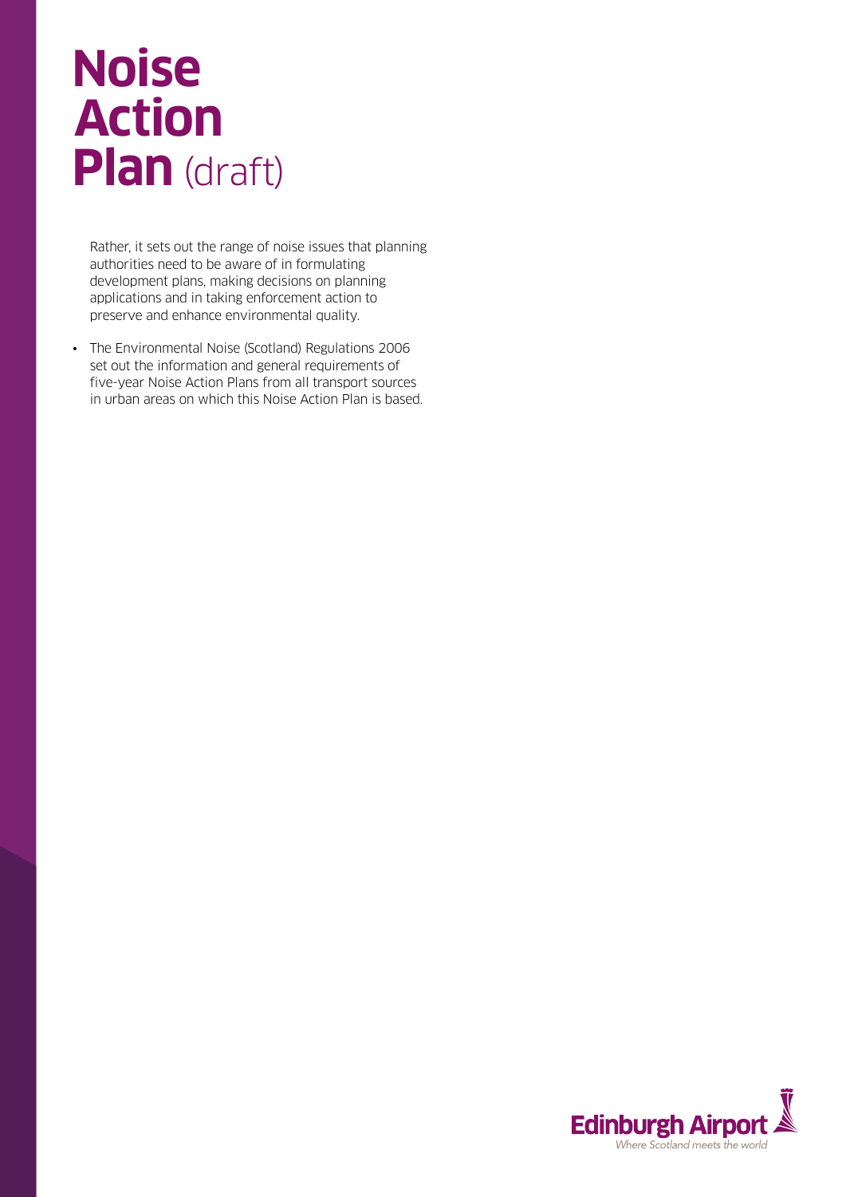# Noise Action Plan (draft)

Rather, it sets out the range of noise issues that planning authorities need to be aware of in formulating development plans, making decisions on planning applications and in taking enforcement action to preserve and enhance environmental quality.

- The Environmental Noise (Scotland) Regulations 2006 set out the information and general requirements of five-year Noise Action Plans from all transport sources in urban areas on which this Noise Action Plan is based.